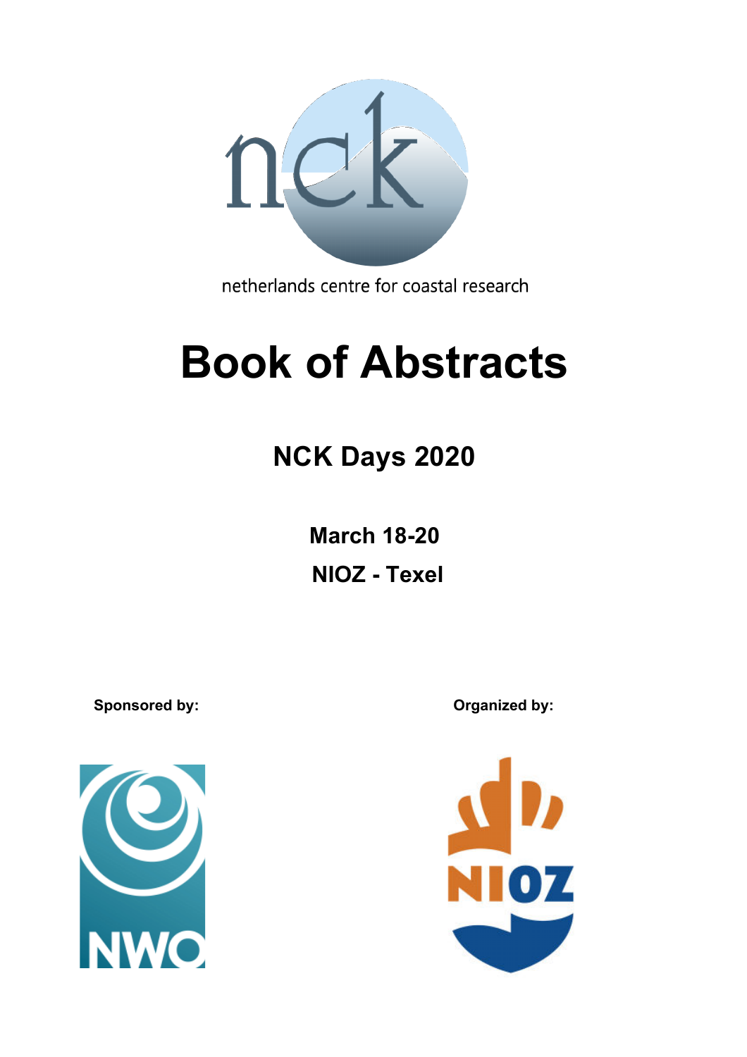netherlands centre for coastal research

# Book of Abstracts

## NCK Days 2020

**March 18-20**

**NIOZ - Texel**

**Sponsored by:**

**Organized by:**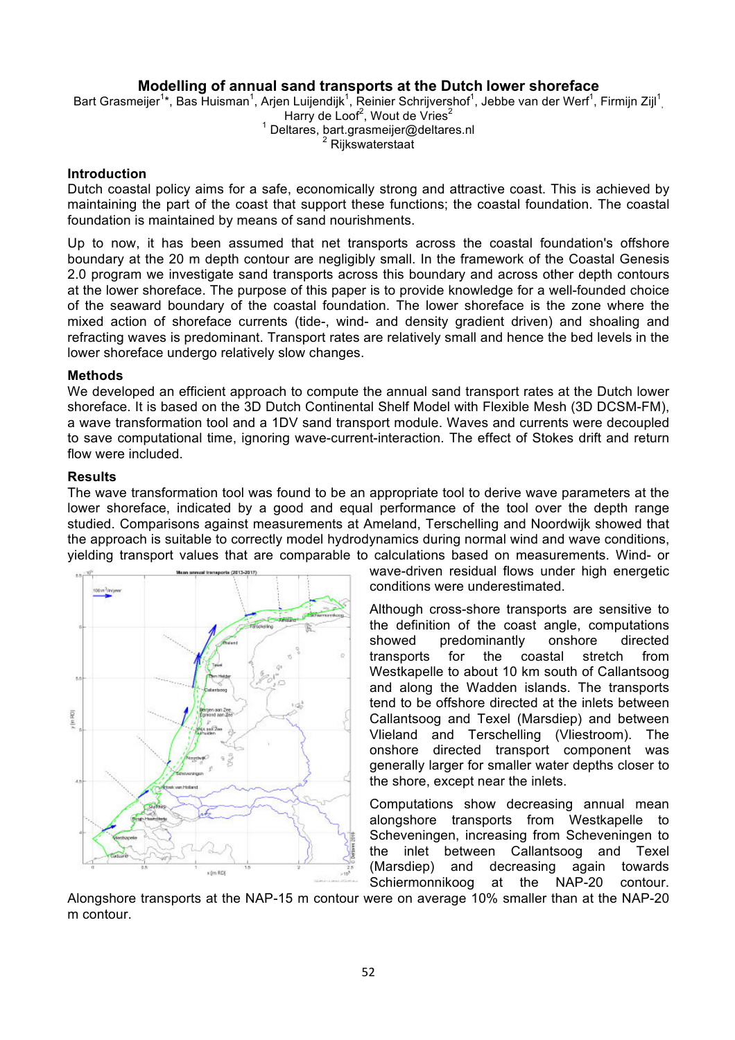# Modelling of annual sand transports at the Dutch lower shoreface

Bart Grasmeijer[1]*, Bas Huisman[1], Arjen Luijendijk[1], Reinier Schrijvershof[1], Jebbe van der Werf[1], Firmijn Zijl[1], Harry de Loof[2], Wout de Vries[2]

[1] Deltares, bart.grasmeijer@deltares.nl

[2] Rijkswaterstaat

## Introduction

Dutch coastal policy aims for a safe, economically strong and attractive coast. This is achieved by maintaining the part of the coast that support these functions; the coastal foundation. The coastal foundation is maintained by means of sand nourishments.

Up to now, it has been assumed that net transports across the coastal foundation's offshore boundary at the 20 m depth contour are negligibly small. In the framework of the Coastal Genesis 2.0 program we investigate sand transports across this boundary and across other depth contours at the lower shoreface. The purpose of this paper is to provide knowledge for a well-founded choice of the seaward boundary of the coastal foundation. The lower shoreface is the zone where the mixed action of shoreface currents (tide-, wind- and density gradient driven) and shoaling and refracting waves is predominant. Transport rates are relatively small and hence the bed levels in the lower shoreface undergo relatively slow changes.

## Methods

We developed an efficient approach to compute the annual sand transport rates at the Dutch lower shoreface. It is based on the 3D Dutch Continental Shelf Model with Flexible Mesh (3D DCSM-FM), a wave transformation tool and a 1DV sand transport module. Waves and currents were decoupled to save computational time, ignoring wave-current-interaction. The effect of Stokes drift and return flow were included.

## Results

The wave transformation tool was found to be an appropriate tool to derive wave parameters at the lower shoreface, indicated by a good and equal performance of the tool over the depth range studied. Comparisons against measurements at Ameland, Terschelling and Noordwijk showed that the approach is suitable to correctly model hydrodynamics during normal wind and wave conditions, yielding transport values that are comparable to calculations based on measurements. Wind- or wave-driven residual flows under high energetic conditions were underestimated.

Mean annual transports (2013-2017)

100 m³/m/year

Although cross-shore transports are sensitive to the definition of the coast angle, computations showed predominantly onshore directed transports for the coastal stretch from Westkapelle to about 10 km south of Callantsoog and along the Wadden islands. The transports tend to be offshore directed at the inlets between Callantsoog and Texel (Marsdiep) and between Vlieland and Terschelling (Vliestroom). The onshore directed transport component was generally larger for smaller water depths closer to the shore, except near the inlets.

Computations show decreasing annual mean alongshore transports from Westkapelle to Scheveningen, increasing from Scheveningen to the inlet between Callantsoog and Texel (Marsdiep) and decreasing again towards Schiermonnikoog at the NAP-20 contour. Alongshore transports at the NAP-15 m contour were on average 10% smaller than at the NAP-20 m contour.